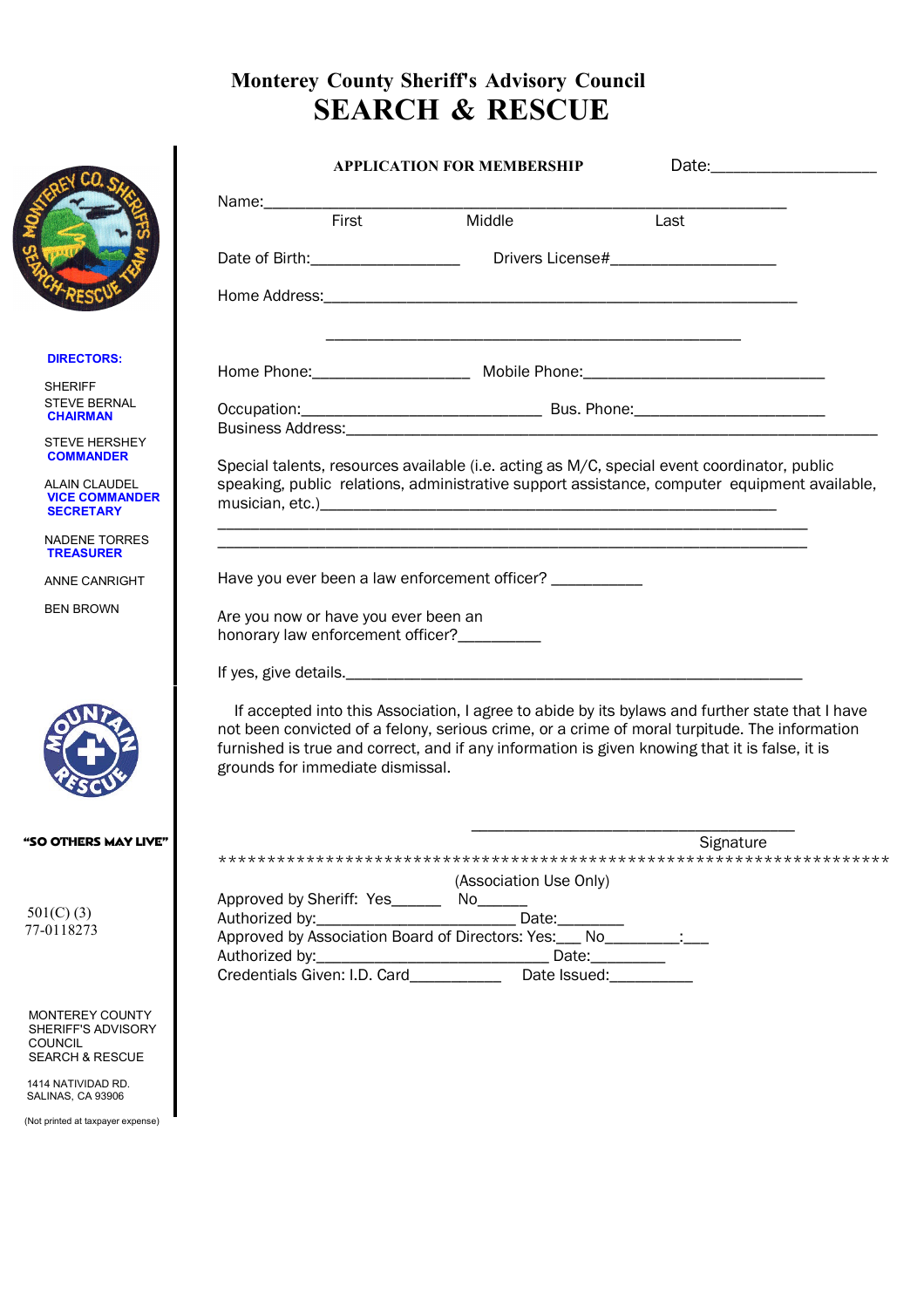# Monterey County Sheriff's Advisory Council
# SEARCH & RESCUE

**DIRECTORS:**

SHERIFF
STEVE BERNAL
**CHAIRMAN**

STEVE HERSHEY
**COMMANDER**

ALAIN CLAUDEL
**VICE COMMANDER**
**SECRETARY**

NADENE TORRES
**TREASURER**

ANNE CANRIGHT

BEN BROWN

**"SO OTHERS MAY LIVE"**

501(C) (3)
77-0118273

MONTEREY COUNTY
SHERIFF'S ADVISORY
COUNCIL
SEARCH & RESCUE

1414 NATIVIDAD RD.
SALINAS, CA 93906

(Not printed at taxpayer expense)

**APPLICATION FOR MEMBERSHIP** Date:___________________

Name:____________________________________________________________
First Middle Last

Date of Birth:_________________ Drivers License#___________________

Home Address:________________________________________________________

_______________________________________________

Home Phone:__________________ Mobile Phone:____________________________

Occupation:____________________________ Bus. Phone:______________________
Business Address:_______________________________________________________________

Special talents, resources available (i.e. acting as M/C, special event coordinator, public speaking, public relations, administrative support assistance, computer equipment available, musician, etc.)____________________________________________________
_____________________________________________________________________
_____________________________________________________________________

Have you ever been a law enforcement officer? ___________

Are you now or have you ever been an honorary law enforcement officer?__________

If yes, give details._______________________________________________________

If accepted into this Association, I agree to abide by its bylaws and further state that I have not been convicted of a felony, serious crime, or a crime of moral turpitude. The information furnished is true and correct, and if any information is given knowing that it is false, it is grounds for immediate dismissal.

_____________________________________
Signature

*************************************************************************

(Association Use Only)

Approved by Sheriff: Yes______ No______
Authorized by:________________________ Date:_________
Approved by Association Board of Directors: Yes:___ No________:___
Authorized by:____________________________ Date:_________
Credentials Given: I.D. Card___________ Date Issued:__________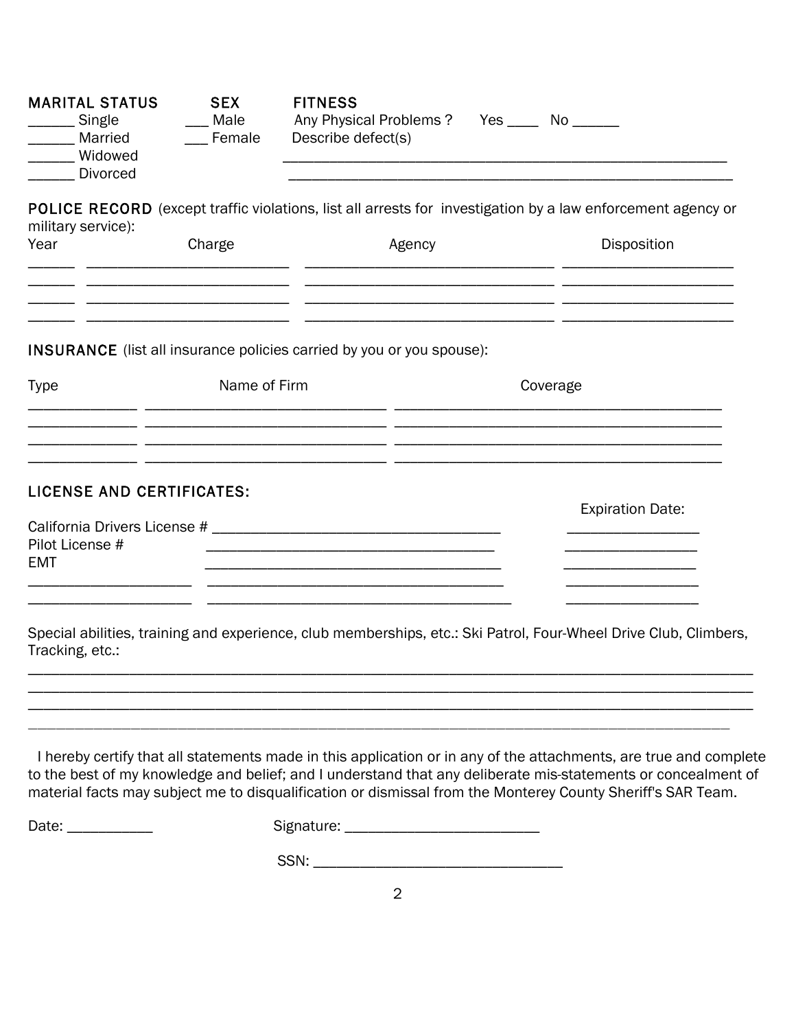**MARITAL STATUS**

______ Single
______ Married
______ Widowed
______ Divorced

**SEX**

___ Male
___ Female

**FITNESS**

Any Physical Problems ? Yes ____ No ______

Describe defect(s)

__________________________________________________________

__________________________________________________________

**POLICE RECORD** (except traffic violations, list all arrests for investigation by a law enforcement agency or military service):

| Year | Charge | Agency | Disposition |
|---|---|---|---|
| | | | |
| | | | |
| | | | |
| | | | |

**INSURANCE** (list all insurance policies carried by you or you spouse):

| Type | Name of Firm | Coverage |
|---|---|---|
| | | |
| | | |
| | | |
| | | |

**LICENSE AND CERTIFICATES:**

| | | Expiration Date: |
|---|---|---|
| California Drivers License # | ____________________________________ | _________________ |
| Pilot License # | ____________________________________ | _________________ |
| EMT | ____________________________________ | _________________ |
| ____________________ | ____________________________________ | _________________ |
| ____________________ | ____________________________________ | _________________ |

Special abilities, training and experience, club memberships, etc.: Ski Patrol, Four-Wheel Drive Club, Climbers, Tracking, etc.:

__________________________________________________________________________________________

__________________________________________________________________________________________

__________________________________________________________________________________________

__________________________________________________________________________________________

I hereby certify that all statements made in this application or in any of the attachments, are true and complete to the best of my knowledge and belief; and I understand that any deliberate mis-statements or concealment of material facts may subject me to disqualification or dismissal from the Monterey County Sheriff's SAR Team.

Date: ___________ Signature: _________________________

SSN: ________________________________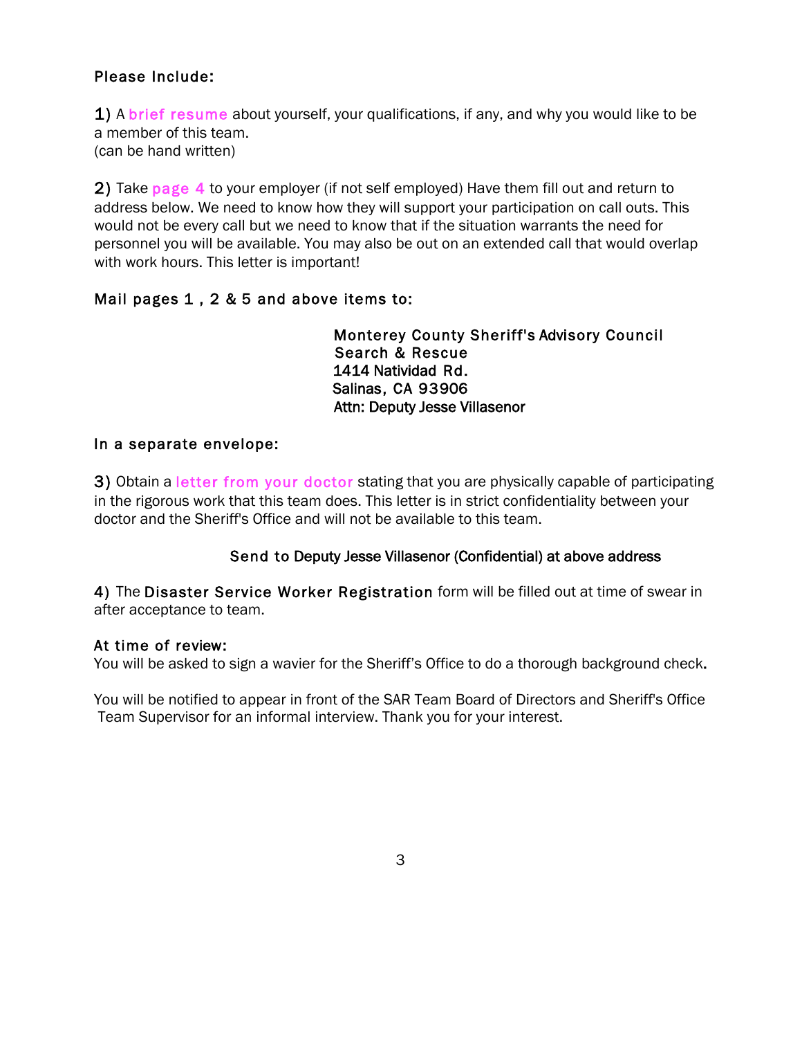Please Include:

**1)** A brief resume about yourself, your qualifications, if any, and why you would like to be a member of this team.
(can be hand written)

**2)** Take page 4 to your employer (if not self employed) Have them fill out and return to address below. We need to know how they will support your participation on call outs. This would not be every call but we need to know that if the situation warrants the need for personnel you will be available. You may also be out on an extended call that would overlap with work hours. This letter is important!

Mail pages 1 , 2 & 5 and above items to:

Monterey County Sheriff's Advisory Council
Search & Rescue
1414 Natividad Rd.
Salinas, CA 93906
Attn: Deputy Jesse Villasenor

In a separate envelope:

**3)** Obtain a letter from your doctor stating that you are physically capable of participating in the rigorous work that this team does. This letter is in strict confidentiality between your doctor and the Sheriff's Office and will not be available to this team.

Send to Deputy Jesse Villasenor (Confidential) at above address

4) The Disaster Service Worker Registration form will be filled out at time of swear in after acceptance to team.

At time of review:
You will be asked to sign a wavier for the Sheriff's Office to do a thorough background check.

You will be notified to appear in front of the SAR Team Board of Directors and Sheriff's Office Team Supervisor for an informal interview. Thank you for your interest.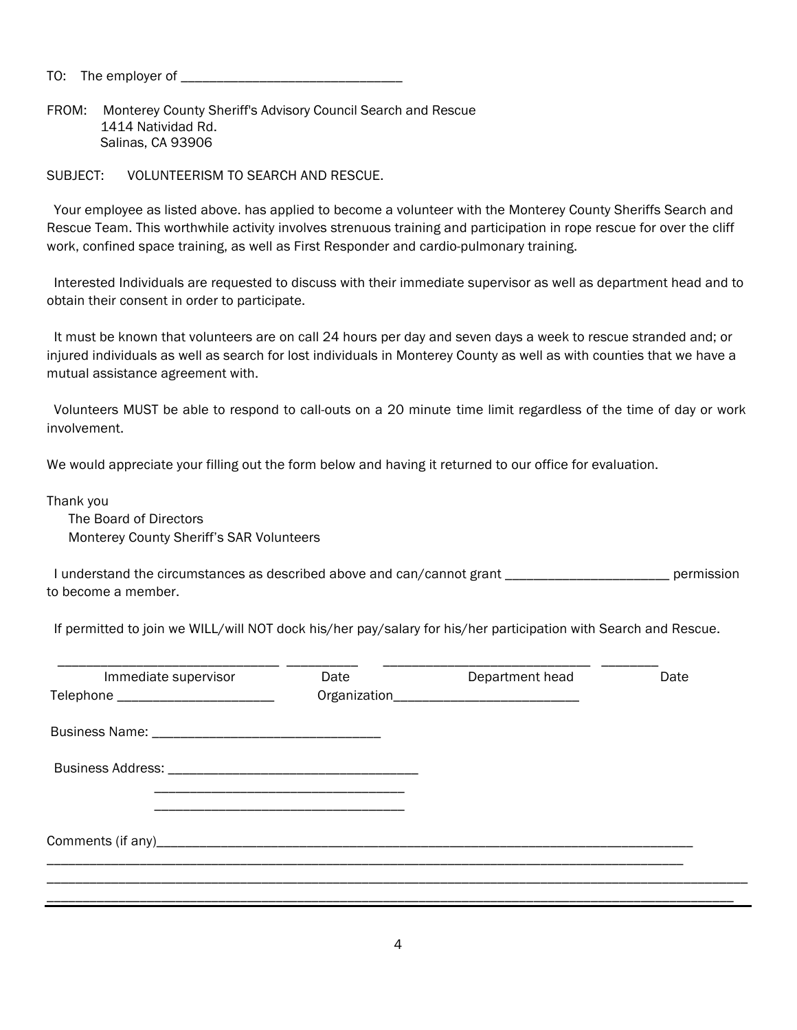TO: The employer of _______________________________

FROM: Monterey County Sheriff's Advisory Council Search and Rescue
1414 Natividad Rd.
Salinas, CA 93906

SUBJECT: VOLUNTEERISM TO SEARCH AND RESCUE.

Your employee as listed above. has applied to become a volunteer with the Monterey County Sheriffs Search and Rescue Team. This worthwhile activity involves strenuous training and participation in rope rescue for over the cliff work, confined space training, as well as First Responder and cardio-pulmonary training.

Interested Individuals are requested to discuss with their immediate supervisor as well as department head and to obtain their consent in order to participate.

It must be known that volunteers are on call 24 hours per day and seven days a week to rescue stranded and; or injured individuals as well as search for lost individuals in Monterey County as well as with counties that we have a mutual assistance agreement with.

Volunteers MUST be able to respond to call-outs on a 20 minute time limit regardless of the time of day or work involvement.

We would appreciate your filling out the form below and having it returned to our office for evaluation.

Thank you
The Board of Directors
Monterey County Sheriff's SAR Volunteers

I understand the circumstances as described above and can/cannot grant _______________________ permission to become a member.

If permitted to join we WILL/will NOT dock his/her pay/salary for his/her participation with Search and Rescue.

_______________________________ __________ _____________________________ ________
Immediate supervisor Date Department head Date

Telephone ______________________ Organization__________________________

Business Name: _______________________________

Business Address: __________________________________
__________________________________
__________________________________

Comments (if any)________________________________________________________________________________
______________________________________________________________________________________________
______________________________________________________________________________________________
______________________________________________________________________________________________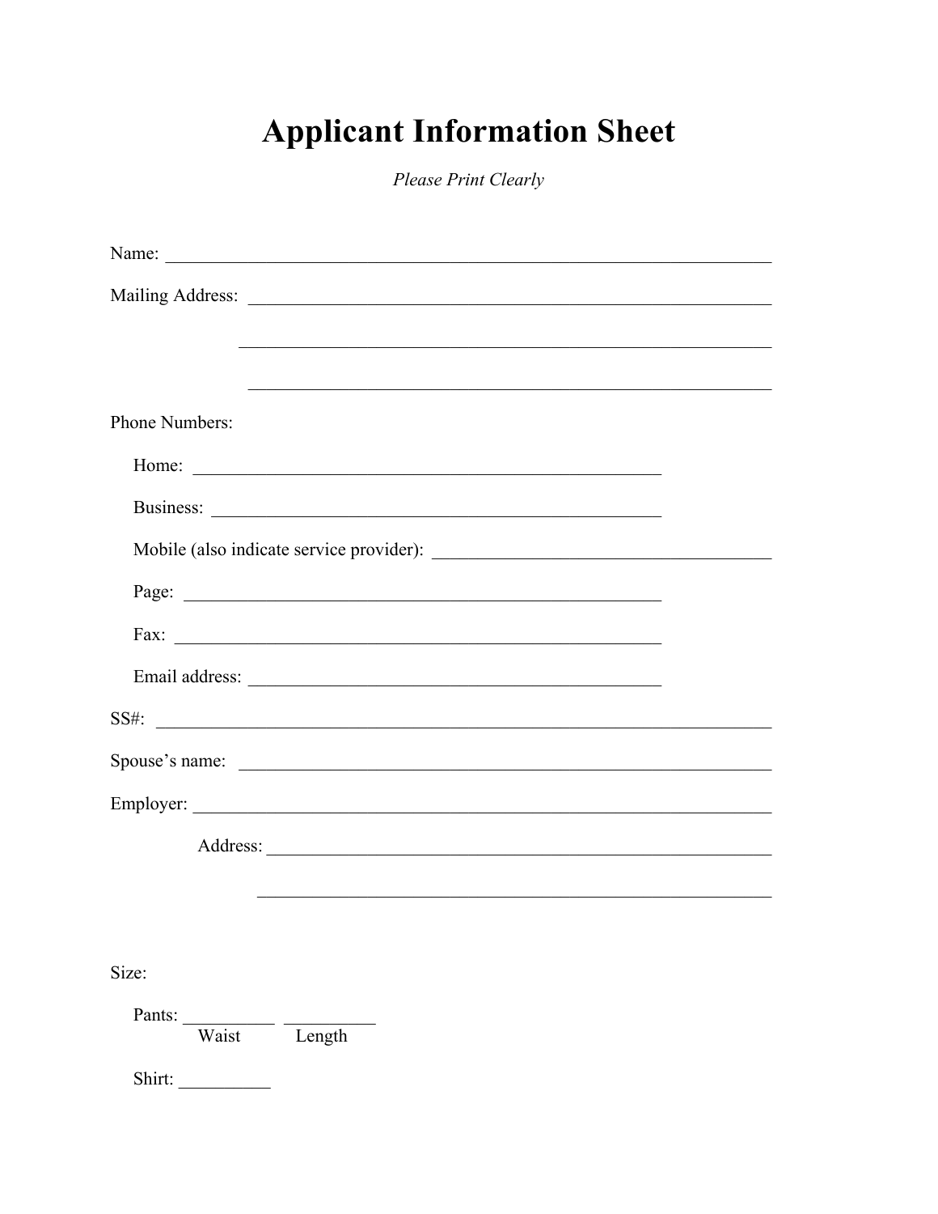# Applicant Information Sheet

*Please Print Clearly*

Name: ____________________________________________________________________

Mailing Address: ___________________________________________________________

___________________________________________________________

___________________________________________________________

Phone Numbers:

Home: ____________________________________________________

Business: _________________________________________________

Mobile (also indicate service provider): ____________________________________

Page: ____________________________________________________

Fax: _____________________________________________________

Email address: _____________________________________________

SS#: _____________________________________________________________________

Spouse's name: _____________________________________________________________

Employer: _________________________________________________________________

Address: ________________________________________________________

________________________________________________________

Size:

Pants: __________ __________
Waist Length

Shirt: __________